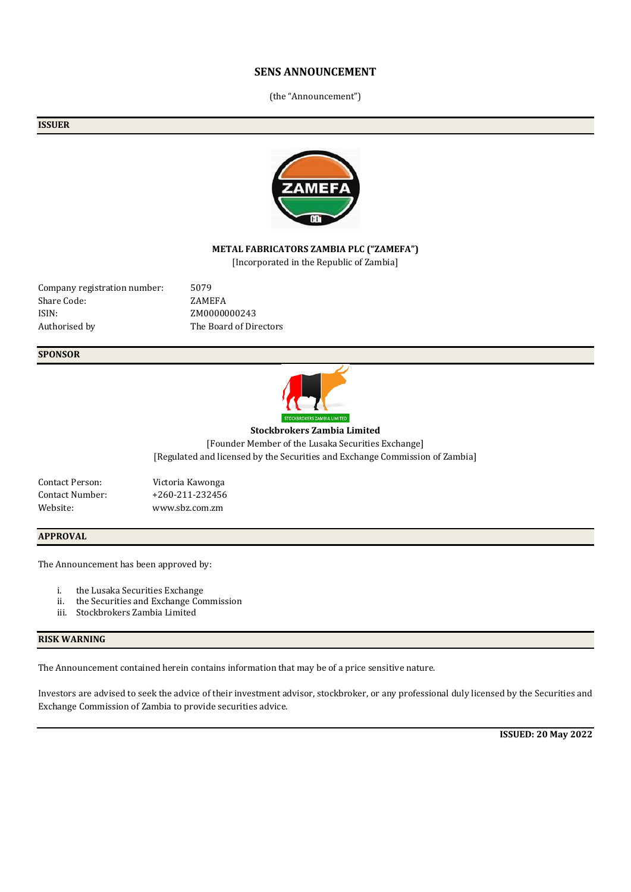# SENS ANNOUNCEMENT

(the "Announcement")

## ISSUER

**METAL FABRICATORS ZAMBIA PLC ("ZAMEFA")**

[Incorporated in the Republic of Zambia]

| | |
|---|---|
| Company registration number: | 5079 |
| Share Code: | ZAMEFA |
| ISIN: | ZM0000000243 |
| Authorised by | The Board of Directors |

## SPONSOR

**Stockbrokers Zambia Limited**

[Founder Member of the Lusaka Securities Exchange]

[Regulated and licensed by the Securities and Exchange Commission of Zambia]

| | |
|---|---|
| Contact Person: | Victoria Kawonga |
| Contact Number: | +260-211-232456 |
| Website: | www.sbz.com.zm |

## APPROVAL

The Announcement has been approved by:

i. the Lusaka Securities Exchange
ii. the Securities and Exchange Commission
iii. Stockbrokers Zambia Limited

## RISK WARNING

The Announcement contained herein contains information that may be of a price sensitive nature.

Investors are advised to seek the advice of their investment advisor, stockbroker, or any professional duly licensed by the Securities and Exchange Commission of Zambia to provide securities advice.

**ISSUED: 20 May 2022**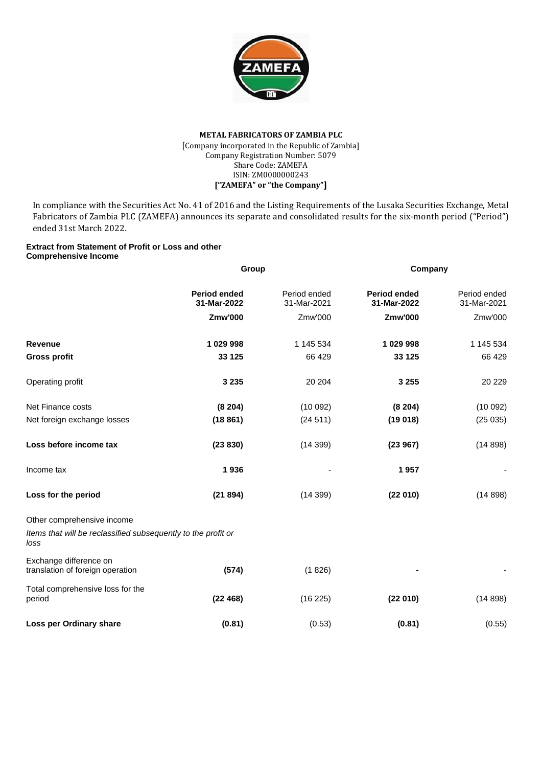**METAL FABRICATORS OF ZAMBIA PLC**
[Company incorporated in the Republic of Zambia]
Company Registration Number: 5079
Share Code: ZAMEFA
ISIN: ZM0000000243
**["ZAMEFA" or "the Company"]**

In compliance with the Securities Act No. 41 of 2016 and the Listing Requirements of the Lusaka Securities Exchange, Metal Fabricators of Zambia PLC (ZAMEFA) announces its separate and consolidated results for the six-month period ("Period") ended 31st March 2022.

**Extract from Statement of Profit or Loss and other Comprehensive Income**

| | **Group** | | **Company** | |
|---|---|---|---|---|
| | **Period ended 31-Mar-2022** | Period ended 31-Mar-2021 | **Period ended 31-Mar-2022** | Period ended 31-Mar-2021 |
| | **Zmw'000** | Zmw'000 | **Zmw'000** | Zmw'000 |
| **Revenue** | **1 029 998** | 1 145 534 | **1 029 998** | 1 145 534 |
| **Gross profit** | **33 125** | 66 429 | **33 125** | 66 429 |
| Operating profit | **3 235** | 20 204 | **3 255** | 20 229 |
| Net Finance costs | **(8 204)** | (10 092) | **(8 204)** | (10 092) |
| Net foreign exchange losses | **(18 861)** | (24 511) | **(19 018)** | (25 035) |
| **Loss before income tax** | **(23 830)** | (14 399) | **(23 967)** | (14 898) |
| Income tax | **1 936** | - | **1 957** | - |
| **Loss for the period** | **(21 894)** | (14 399) | **(22 010)** | (14 898) |
| Other comprehensive income | | | | |
| *Items that will be reclassified subsequently to the profit or loss* | | | | |
| Exchange difference on translation of foreign operation | **(574)** | (1 826) | **-** | - |
| Total comprehensive loss for the period | **(22 468)** | (16 225) | **(22 010)** | (14 898) |
| **Loss per Ordinary share** | **(0.81)** | (0.53) | **(0.81)** | (0.55) |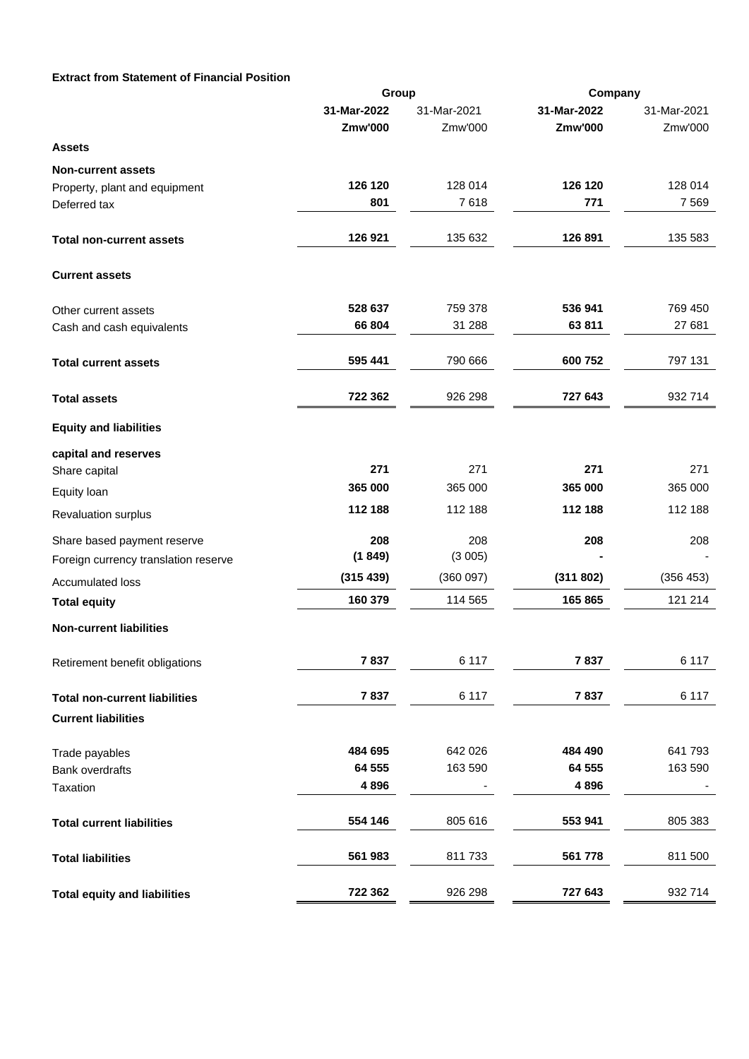**Extract from Statement of Financial Position**

| | Group | | Company | |
|---|---|---|---|---|
| | **31-Mar-2022** | 31-Mar-2021 | **31-Mar-2022** | 31-Mar-2021 |
| | **Zmw'000** | Zmw'000 | **Zmw'000** | Zmw'000 |
| **Assets** | | | | |
| **Non-current assets** | | | | |
| Property, plant and equipment | **126 120** | 128 014 | **126 120** | 128 014 |
| Deferred tax | **801** | 7 618 | **771** | 7 569 |
| **Total non-current assets** | **126 921** | 135 632 | **126 891** | 135 583 |
| **Current assets** | | | | |
| Other current assets | **528 637** | 759 378 | **536 941** | 769 450 |
| Cash and cash equivalents | **66 804** | 31 288 | **63 811** | 27 681 |
| **Total current assets** | **595 441** | 790 666 | **600 752** | 797 131 |
| **Total assets** | **722 362** | 926 298 | **727 643** | 932 714 |
| **Equity and liabilities** | | | | |
| **capital and reserves** | | | | |
| Share capital | **271** | 271 | **271** | 271 |
| Equity loan | **365 000** | 365 000 | **365 000** | 365 000 |
| Revaluation surplus | **112 188** | 112 188 | **112 188** | 112 188 |
| Share based payment reserve | **208** | 208 | **208** | 208 |
| Foreign currency translation reserve | **(1 849)** | (3 005) | **-** | - |
| Accumulated loss | **(315 439)** | (360 097) | **(311 802)** | (356 453) |
| **Total equity** | **160 379** | 114 565 | **165 865** | 121 214 |
| **Non-current liabilities** | | | | |
| Retirement benefit obligations | **7 837** | 6 117 | **7 837** | 6 117 |
| **Total non-current liabilities** | **7 837** | 6 117 | **7 837** | 6 117 |
| **Current liabilities** | | | | |
| Trade payables | **484 695** | 642 026 | **484 490** | 641 793 |
| Bank overdrafts | **64 555** | 163 590 | **64 555** | 163 590 |
| Taxation | **4 896** | - | **4 896** | - |
| **Total current liabilities** | **554 146** | 805 616 | **553 941** | 805 383 |
| **Total liabilities** | **561 983** | 811 733 | **561 778** | 811 500 |
| **Total equity and liabilities** | **722 362** | 926 298 | **727 643** | 932 714 |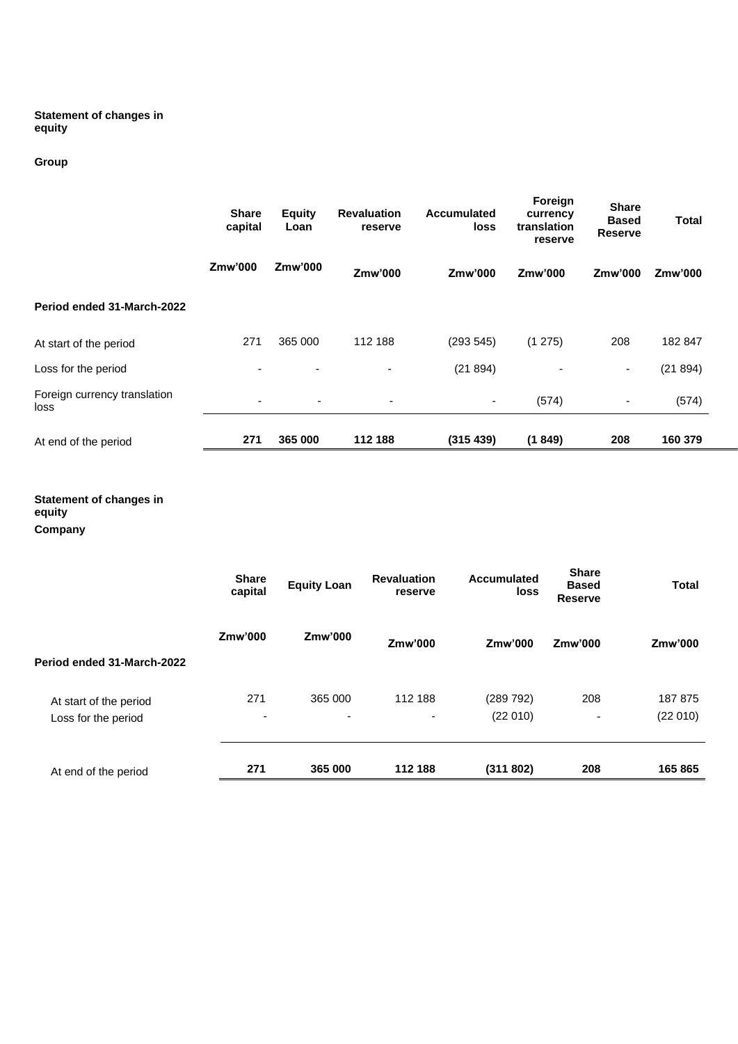**Statement of changes in equity**

**Group**

| | Share capital | Equity Loan | Revaluation reserve | Accumulated loss | Foreign currency translation reserve | Share Based Reserve | Total |
|---|---|---|---|---|---|---|---|
| | Zmw'000 | Zmw'000 | Zmw'000 | Zmw'000 | Zmw'000 | Zmw'000 | Zmw'000 |
| **Period ended 31-March-2022** | | | | | | | |
| At start of the period | 271 | 365 000 | 112 188 | (293 545) | (1 275) | 208 | 182 847 |
| Loss for the period | - | - | - | (21 894) | - | - | (21 894) |
| Foreign currency translation loss | - | - | - | - | (574) | - | (574) |
| At end of the period | **271** | **365 000** | **112 188** | **(315 439)** | **(1 849)** | **208** | **160 379** |

**Statement of changes in equity**

**Company**

| | Share capital | Equity Loan | Revaluation reserve | Accumulated loss | Share Based Reserve | Total |
|---|---|---|---|---|---|---|
| | Zmw'000 | Zmw'000 | Zmw'000 | Zmw'000 | Zmw'000 | Zmw'000 |
| **Period ended 31-March-2022** | | | | | | |
| At start of the period | 271 | 365 000 | 112 188 | (289 792) | 208 | 187 875 |
| Loss for the period | - | - | - | (22 010) | - | (22 010) |
| At end of the period | **271** | **365 000** | **112 188** | **(311 802)** | **208** | **165 865** |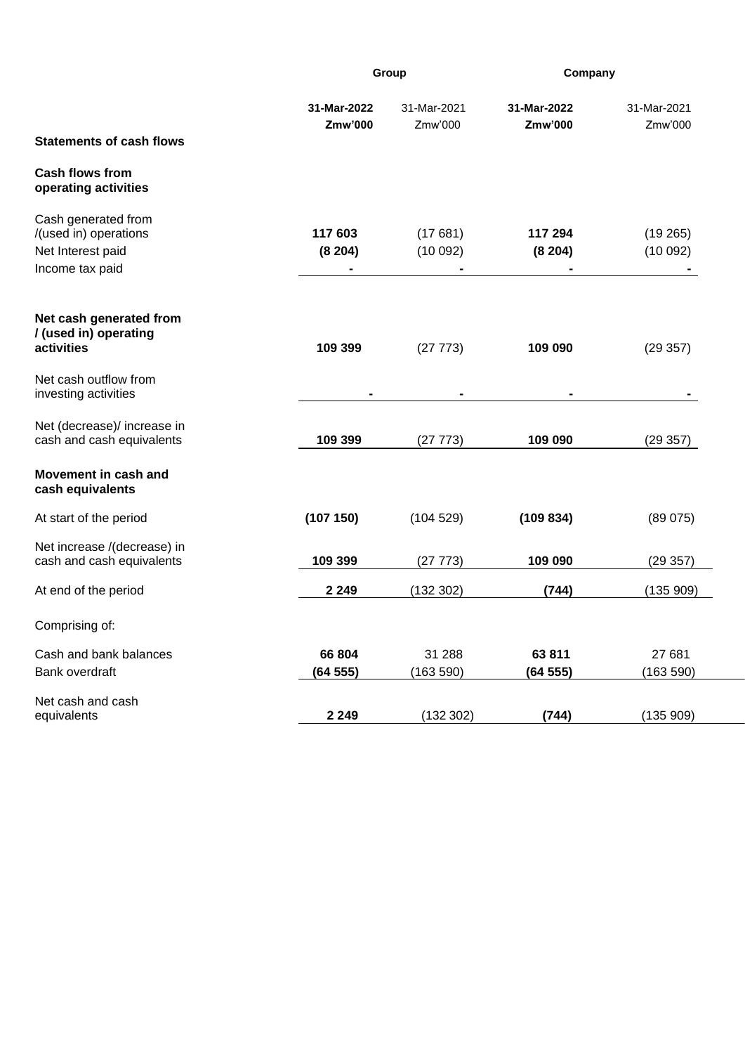| | Group | | Company | |
|---|---|---|---|---|
| | **31-Mar-2022** | 31-Mar-2021 | **31-Mar-2022** | 31-Mar-2021 |
| | **Zmw'000** | Zmw'000 | **Zmw'000** | Zmw'000 |
| **Statements of cash flows** | | | | |
| **Cash flows from operating activities** | | | | |
| Cash generated from /(used in) operations | **117 603** | (17 681) | **117 294** | (19 265) |
| Net Interest paid | **(8 204)** | (10 092) | **(8 204)** | (10 092) |
| Income tax paid | **-** | - | **-** | - |
| **Net cash generated from / (used in) operating activities** | **109 399** | (27 773) | **109 090** | (29 357) |
| Net cash outflow from investing activities | **-** | - | **-** | - |
| Net (decrease)/ increase in cash and cash equivalents | **109 399** | (27 773) | **109 090** | (29 357) |
| **Movement in cash and cash equivalents** | | | | |
| At start of the period | **(107 150)** | (104 529) | **(109 834)** | (89 075) |
| Net increase /(decrease) in cash and cash equivalents | **109 399** | (27 773) | **109 090** | (29 357) |
| At end of the period | **2 249** | (132 302) | **(744)** | (135 909) |
| Comprising of: | | | | |
| Cash and bank balances | **66 804** | 31 288 | **63 811** | 27 681 |
| Bank overdraft | **(64 555)** | (163 590) | **(64 555)** | (163 590) |
| Net cash and cash equivalents | **2 249** | (132 302) | **(744)** | (135 909) |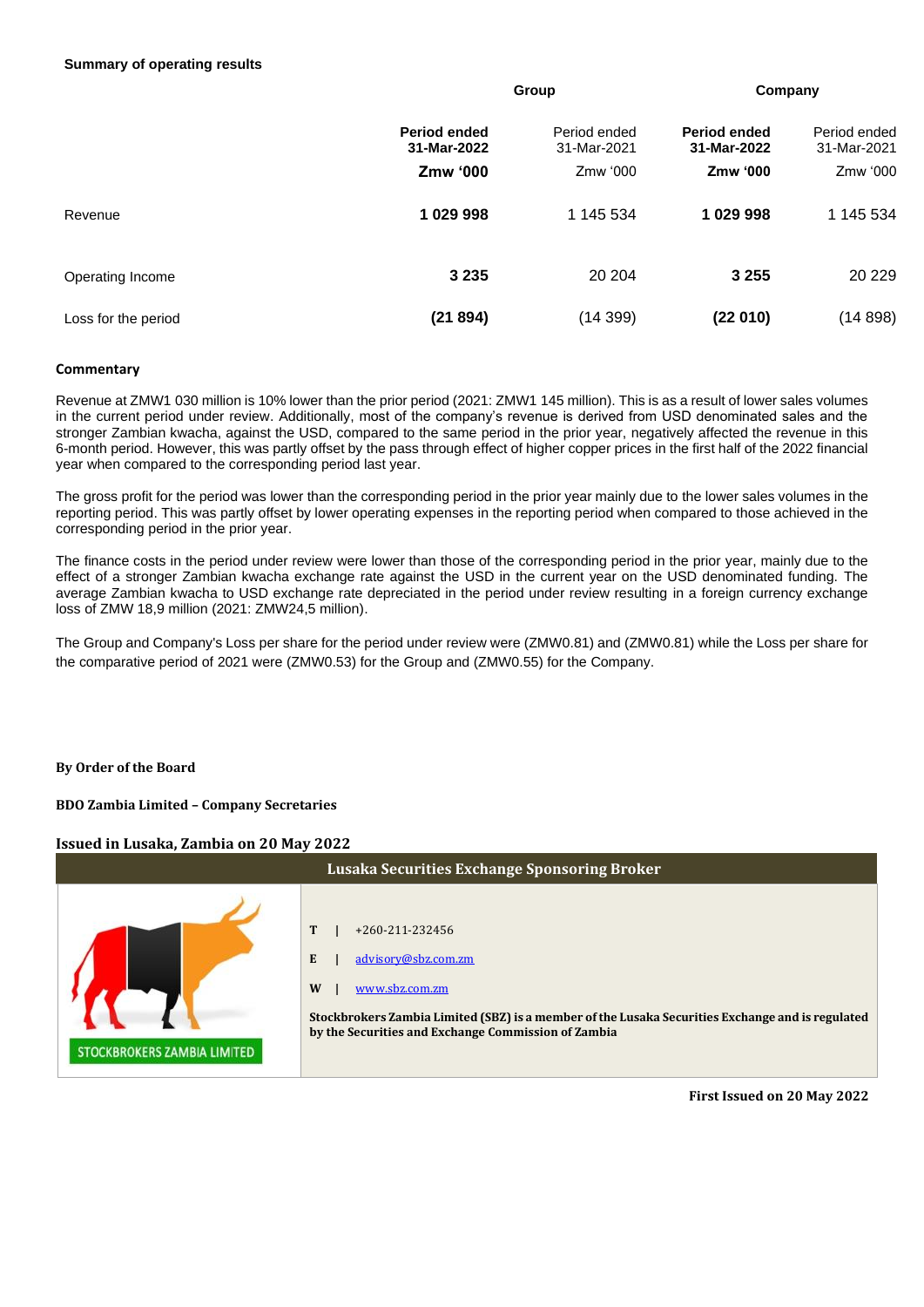**Summary of operating results**

| | Group | | Company | |
|---|---|---|---|---|
| | **Period ended 31-Mar-2022** | Period ended 31-Mar-2021 | **Period ended 31-Mar-2022** | Period ended 31-Mar-2021 |
| | **Zmw '000** | Zmw '000 | **Zmw '000** | Zmw '000 |
| Revenue | **1 029 998** | 1 145 534 | **1 029 998** | 1 145 534 |
| Operating Income | **3 235** | 20 204 | **3 255** | 20 229 |
| Loss for the period | **(21 894)** | (14 399) | **(22 010)** | (14 898) |

**Commentary**

Revenue at ZMW1 030 million is 10% lower than the prior period (2021: ZMW1 145 million). This is as a result of lower sales volumes in the current period under review. Additionally, most of the company's revenue is derived from USD denominated sales and the stronger Zambian kwacha, against the USD, compared to the same period in the prior year, negatively affected the revenue in this 6-month period. However, this was partly offset by the pass through effect of higher copper prices in the first half of the 2022 financial year when compared to the corresponding period last year.

The gross profit for the period was lower than the corresponding period in the prior year mainly due to the lower sales volumes in the reporting period. This was partly offset by lower operating expenses in the reporting period when compared to those achieved in the corresponding period in the prior year.

The finance costs in the period under review were lower than those of the corresponding period in the prior year, mainly due to the effect of a stronger Zambian kwacha exchange rate against the USD in the current year on the USD denominated funding. The average Zambian kwacha to USD exchange rate depreciated in the period under review resulting in a foreign currency exchange loss of ZMW 18,9 million (2021: ZMW24,5 million).

The Group and Company's Loss per share for the period under review were (ZMW0.81) and (ZMW0.81) while the Loss per share for the comparative period of 2021 were (ZMW0.53) for the Group and (ZMW0.55) for the Company.

**By Order of the Board**

**BDO Zambia Limited – Company Secretaries**

**Issued in Lusaka, Zambia on 20 May 2022**

**Lusaka Securities Exchange Sponsoring Broker**

STOCKBROKERS ZAMBIA LIMITED

**T** | +260-211-232456

**E** | advisory@sbz.com.zm

**W** | www.sbz.com.zm

**Stockbrokers Zambia Limited (SBZ) is a member of the Lusaka Securities Exchange and is regulated by the Securities and Exchange Commission of Zambia**

**First Issued on 20 May 2022**